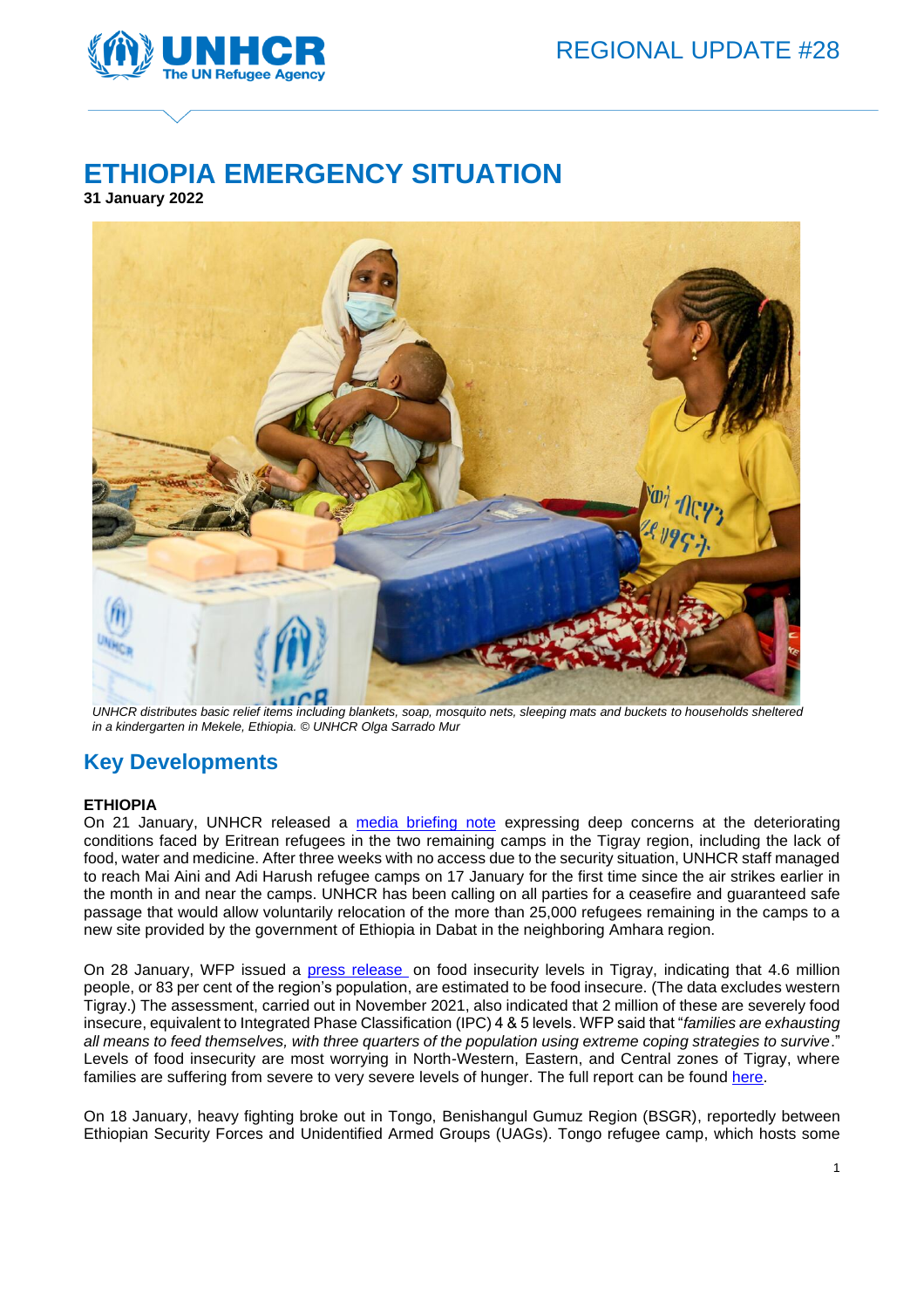REGIONAL UPDATE #28

# ETHIOPIA EMERGENCY SITUATION

**31 January 2022**

*UNHCR distributes basic relief items including blankets, soap, mosquito nets, sleeping mats and buckets to households sheltered in a kindergarten in Mekele, Ethiopia. © UNHCR Olga Sarrado Mur*

## Key Developments

**ETHIOPIA**

On 21 January, UNHCR released a media briefing note expressing deep concerns at the deteriorating conditions faced by Eritrean refugees in the two remaining camps in the Tigray region, including the lack of food, water and medicine. After three weeks with no access due to the security situation, UNHCR staff managed to reach Mai Aini and Adi Harush refugee camps on 17 January for the first time since the air strikes earlier in the month in and near the camps. UNHCR has been calling on all parties for a ceasefire and guaranteed safe passage that would allow voluntarily relocation of the more than 25,000 refugees remaining in the camps to a new site provided by the government of Ethiopia in Dabat in the neighboring Amhara region.

On 28 January, WFP issued a press release on food insecurity levels in Tigray, indicating that 4.6 million people, or 83 per cent of the region's population, are estimated to be food insecure. (The data excludes western Tigray.) The assessment, carried out in November 2021, also indicated that 2 million of these are severely food insecure, equivalent to Integrated Phase Classification (IPC) 4 & 5 levels. WFP said that "*families are exhausting all means to feed themselves, with three quarters of the population using extreme coping strategies to survive*." Levels of food insecurity are most worrying in North-Western, Eastern, and Central zones of Tigray, where families are suffering from severe to very severe levels of hunger. The full report can be found here.

On 18 January, heavy fighting broke out in Tongo, Benishangul Gumuz Region (BSGR), reportedly between Ethiopian Security Forces and Unidentified Armed Groups (UAGs). Tongo refugee camp, which hosts some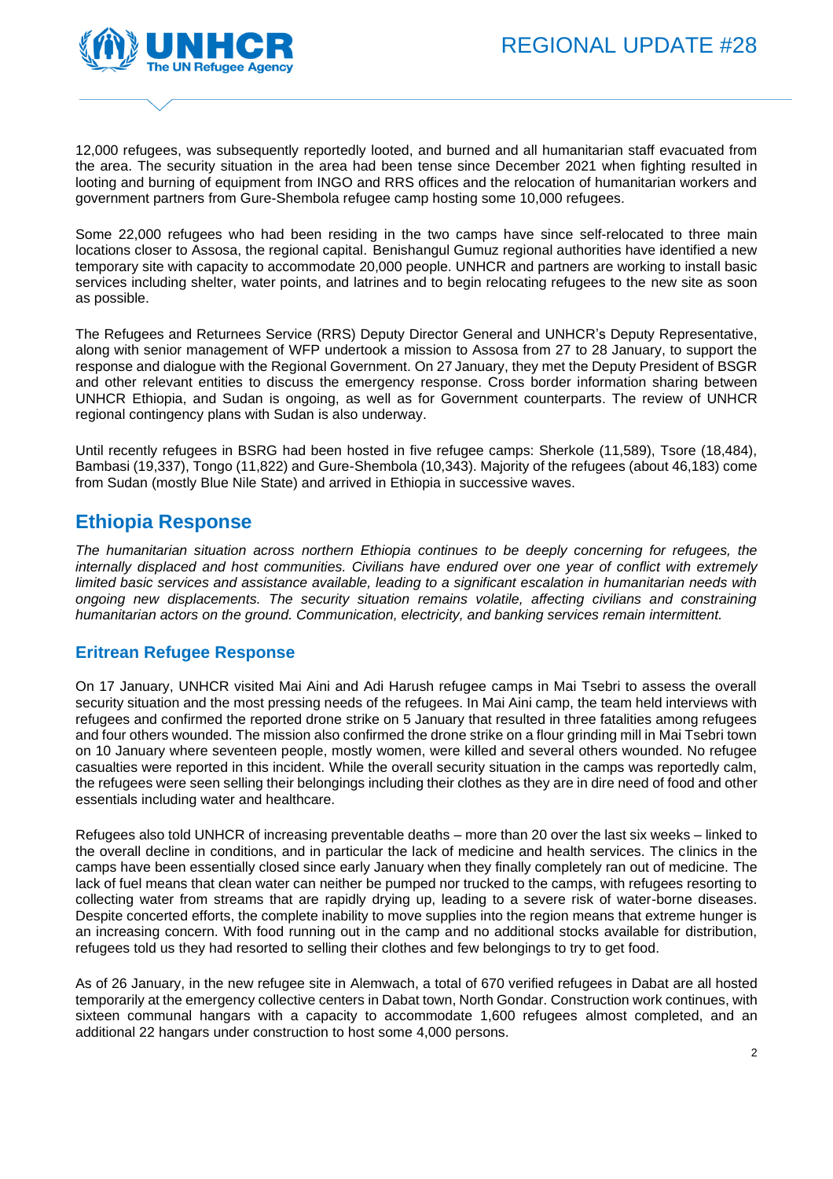12,000 refugees, was subsequently reportedly looted, and burned and all humanitarian staff evacuated from the area. The security situation in the area had been tense since December 2021 when fighting resulted in looting and burning of equipment from INGO and RRS offices and the relocation of humanitarian workers and government partners from Gure-Shembola refugee camp hosting some 10,000 refugees.

Some 22,000 refugees who had been residing in the two camps have since self-relocated to three main locations closer to Assosa, the regional capital. Benishangul Gumuz regional authorities have identified a new temporary site with capacity to accommodate 20,000 people. UNHCR and partners are working to install basic services including shelter, water points, and latrines and to begin relocating refugees to the new site as soon as possible.

The Refugees and Returnees Service (RRS) Deputy Director General and UNHCR's Deputy Representative, along with senior management of WFP undertook a mission to Assosa from 27 to 28 January, to support the response and dialogue with the Regional Government. On 27 January, they met the Deputy President of BSGR and other relevant entities to discuss the emergency response. Cross border information sharing between UNHCR Ethiopia, and Sudan is ongoing, as well as for Government counterparts. The review of UNHCR regional contingency plans with Sudan is also underway.

Until recently refugees in BSRG had been hosted in five refugee camps: Sherkole (11,589), Tsore (18,484), Bambasi (19,337), Tongo (11,822) and Gure-Shembola (10,343). Majority of the refugees (about 46,183) come from Sudan (mostly Blue Nile State) and arrived in Ethiopia in successive waves.

## Ethiopia Response

*The humanitarian situation across northern Ethiopia continues to be deeply concerning for refugees, the internally displaced and host communities. Civilians have endured over one year of conflict with extremely limited basic services and assistance available, leading to a significant escalation in humanitarian needs with ongoing new displacements. The security situation remains volatile, affecting civilians and constraining humanitarian actors on the ground. Communication, electricity, and banking services remain intermittent.*

### Eritrean Refugee Response

On 17 January, UNHCR visited Mai Aini and Adi Harush refugee camps in Mai Tsebri to assess the overall security situation and the most pressing needs of the refugees. In Mai Aini camp, the team held interviews with refugees and confirmed the reported drone strike on 5 January that resulted in three fatalities among refugees and four others wounded. The mission also confirmed the drone strike on a flour grinding mill in Mai Tsebri town on 10 January where seventeen people, mostly women, were killed and several others wounded. No refugee casualties were reported in this incident. While the overall security situation in the camps was reportedly calm, the refugees were seen selling their belongings including their clothes as they are in dire need of food and other essentials including water and healthcare.

Refugees also told UNHCR of increasing preventable deaths – more than 20 over the last six weeks – linked to the overall decline in conditions, and in particular the lack of medicine and health services. The clinics in the camps have been essentially closed since early January when they finally completely ran out of medicine. The lack of fuel means that clean water can neither be pumped nor trucked to the camps, with refugees resorting to collecting water from streams that are rapidly drying up, leading to a severe risk of water-borne diseases. Despite concerted efforts, the complete inability to move supplies into the region means that extreme hunger is an increasing concern. With food running out in the camp and no additional stocks available for distribution, refugees told us they had resorted to selling their clothes and few belongings to try to get food.

As of 26 January, in the new refugee site in Alemwach, a total of 670 verified refugees in Dabat are all hosted temporarily at the emergency collective centers in Dabat town, North Gondar. Construction work continues, with sixteen communal hangars with a capacity to accommodate 1,600 refugees almost completed, and an additional 22 hangars under construction to host some 4,000 persons.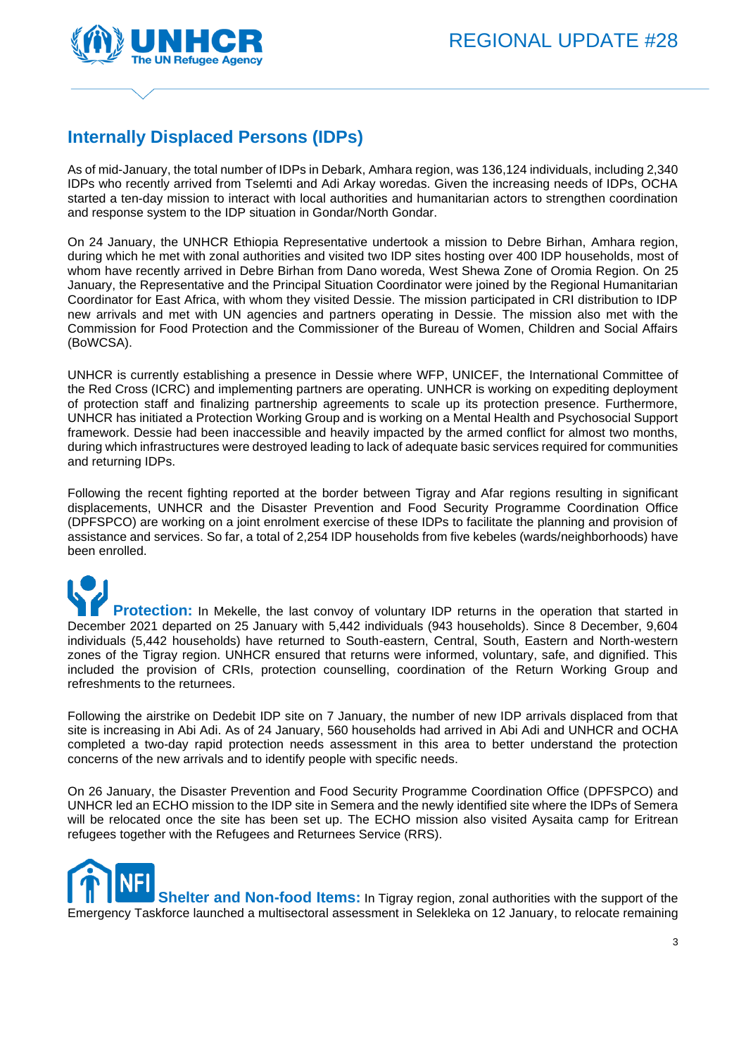## Internally Displaced Persons (IDPs)

As of mid-January, the total number of IDPs in Debark, Amhara region, was 136,124 individuals, including 2,340 IDPs who recently arrived from Tselemti and Adi Arkay woredas. Given the increasing needs of IDPs, OCHA started a ten-day mission to interact with local authorities and humanitarian actors to strengthen coordination and response system to the IDP situation in Gondar/North Gondar.

On 24 January, the UNHCR Ethiopia Representative undertook a mission to Debre Birhan, Amhara region, during which he met with zonal authorities and visited two IDP sites hosting over 400 IDP households, most of whom have recently arrived in Debre Birhan from Dano woreda, West Shewa Zone of Oromia Region. On 25 January, the Representative and the Principal Situation Coordinator were joined by the Regional Humanitarian Coordinator for East Africa, with whom they visited Dessie. The mission participated in CRI distribution to IDP new arrivals and met with UN agencies and partners operating in Dessie. The mission also met with the Commission for Food Protection and the Commissioner of the Bureau of Women, Children and Social Affairs (BoWCSA).

UNHCR is currently establishing a presence in Dessie where WFP, UNICEF, the International Committee of the Red Cross (ICRC) and implementing partners are operating. UNHCR is working on expediting deployment of protection staff and finalizing partnership agreements to scale up its protection presence. Furthermore, UNHCR has initiated a Protection Working Group and is working on a Mental Health and Psychosocial Support framework. Dessie had been inaccessible and heavily impacted by the armed conflict for almost two months, during which infrastructures were destroyed leading to lack of adequate basic services required for communities and returning IDPs.

Following the recent fighting reported at the border between Tigray and Afar regions resulting in significant displacements, UNHCR and the Disaster Prevention and Food Security Programme Coordination Office (DPFSPCO) are working on a joint enrolment exercise of these IDPs to facilitate the planning and provision of assistance and services. So far, a total of 2,254 IDP households from five kebeles (wards/neighborhoods) have been enrolled.

**Protection:** In Mekelle, the last convoy of voluntary IDP returns in the operation that started in December 2021 departed on 25 January with 5,442 individuals (943 households). Since 8 December, 9,604 individuals (5,442 households) have returned to South-eastern, Central, South, Eastern and North-western zones of the Tigray region. UNHCR ensured that returns were informed, voluntary, safe, and dignified. This included the provision of CRIs, protection counselling, coordination of the Return Working Group and refreshments to the returnees.

Following the airstrike on Dedebit IDP site on 7 January, the number of new IDP arrivals displaced from that site is increasing in Abi Adi. As of 24 January, 560 households had arrived in Abi Adi and UNHCR and OCHA completed a two-day rapid protection needs assessment in this area to better understand the protection concerns of the new arrivals and to identify people with specific needs.

On 26 January, the Disaster Prevention and Food Security Programme Coordination Office (DPFSPCO) and UNHCR led an ECHO mission to the IDP site in Semera and the newly identified site where the IDPs of Semera will be relocated once the site has been set up. The ECHO mission also visited Aysaita camp for Eritrean refugees together with the Refugees and Returnees Service (RRS).

**Shelter and Non-food Items:** In Tigray region, zonal authorities with the support of the Emergency Taskforce launched a multisectoral assessment in Selekleka on 12 January, to relocate remaining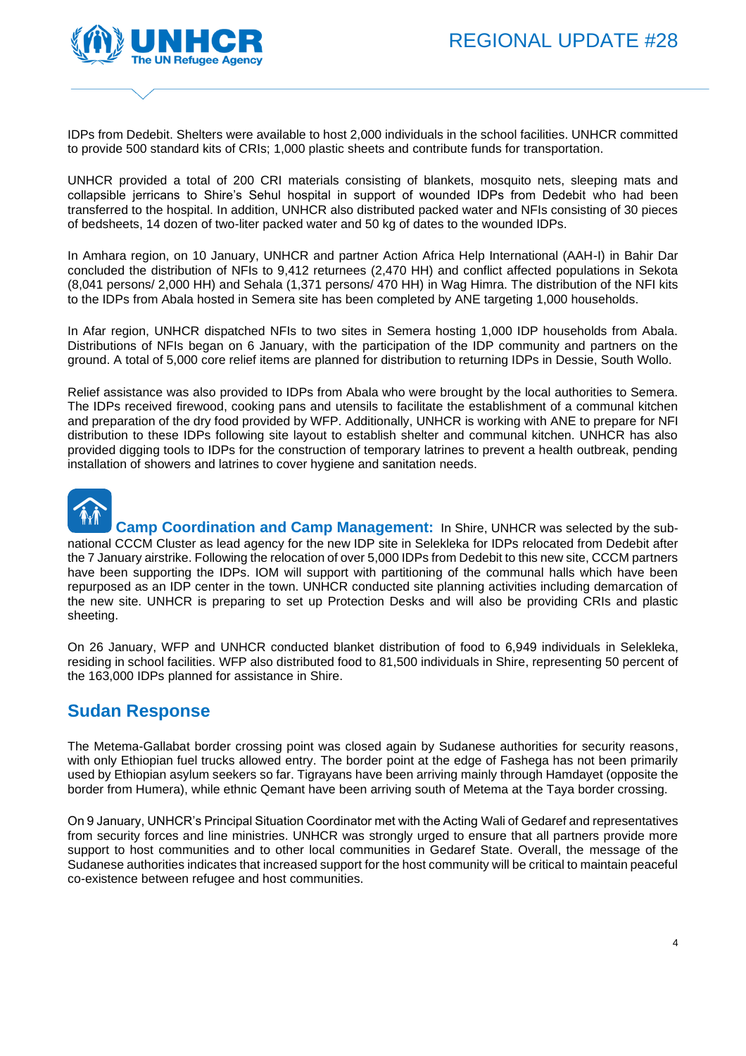IDPs from Dedebit. Shelters were available to host 2,000 individuals in the school facilities. UNHCR committed to provide 500 standard kits of CRIs; 1,000 plastic sheets and contribute funds for transportation.

UNHCR provided a total of 200 CRI materials consisting of blankets, mosquito nets, sleeping mats and collapsible jerricans to Shire's Sehul hospital in support of wounded IDPs from Dedebit who had been transferred to the hospital. In addition, UNHCR also distributed packed water and NFIs consisting of 30 pieces of bedsheets, 14 dozen of two-liter packed water and 50 kg of dates to the wounded IDPs.

In Amhara region, on 10 January, UNHCR and partner Action Africa Help International (AAH-I) in Bahir Dar concluded the distribution of NFIs to 9,412 returnees (2,470 HH) and conflict affected populations in Sekota (8,041 persons/ 2,000 HH) and Sehala (1,371 persons/ 470 HH) in Wag Himra. The distribution of the NFI kits to the IDPs from Abala hosted in Semera site has been completed by ANE targeting 1,000 households.

In Afar region, UNHCR dispatched NFIs to two sites in Semera hosting 1,000 IDP households from Abala. Distributions of NFIs began on 6 January, with the participation of the IDP community and partners on the ground. A total of 5,000 core relief items are planned for distribution to returning IDPs in Dessie, South Wollo.

Relief assistance was also provided to IDPs from Abala who were brought by the local authorities to Semera. The IDPs received firewood, cooking pans and utensils to facilitate the establishment of a communal kitchen and preparation of the dry food provided by WFP. Additionally, UNHCR is working with ANE to prepare for NFI distribution to these IDPs following site layout to establish shelter and communal kitchen. UNHCR has also provided digging tools to IDPs for the construction of temporary latrines to prevent a health outbreak, pending installation of showers and latrines to cover hygiene and sanitation needs.

**Camp Coordination and Camp Management:** In Shire, UNHCR was selected by the sub-national CCCM Cluster as lead agency for the new IDP site in Selekleka for IDPs relocated from Dedebit after the 7 January airstrike. Following the relocation of over 5,000 IDPs from Dedebit to this new site, CCCM partners have been supporting the IDPs. IOM will support with partitioning of the communal halls which have been repurposed as an IDP center in the town. UNHCR conducted site planning activities including demarcation of the new site. UNHCR is preparing to set up Protection Desks and will also be providing CRIs and plastic sheeting.

On 26 January, WFP and UNHCR conducted blanket distribution of food to 6,949 individuals in Selekleka, residing in school facilities. WFP also distributed food to 81,500 individuals in Shire, representing 50 percent of the 163,000 IDPs planned for assistance in Shire.

## Sudan Response

The Metema-Gallabat border crossing point was closed again by Sudanese authorities for security reasons, with only Ethiopian fuel trucks allowed entry. The border point at the edge of Fashega has not been primarily used by Ethiopian asylum seekers so far. Tigrayans have been arriving mainly through Hamdayet (opposite the border from Humera), while ethnic Qemant have been arriving south of Metema at the Taya border crossing.

On 9 January, UNHCR's Principal Situation Coordinator met with the Acting Wali of Gedaref and representatives from security forces and line ministries. UNHCR was strongly urged to ensure that all partners provide more support to host communities and to other local communities in Gedaref State. Overall, the message of the Sudanese authorities indicates that increased support for the host community will be critical to maintain peaceful co-existence between refugee and host communities.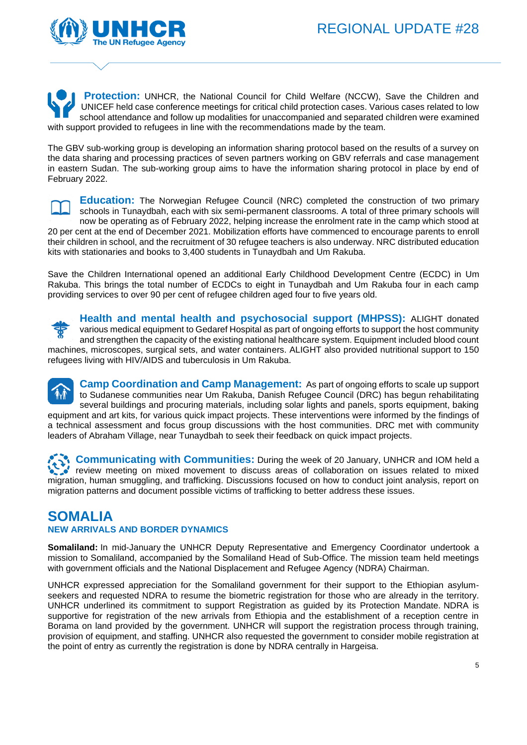**Protection:** UNHCR, the National Council for Child Welfare (NCCW), Save the Children and UNICEF held case conference meetings for critical child protection cases. Various cases related to low school attendance and follow up modalities for unaccompanied and separated children were examined with support provided to refugees in line with the recommendations made by the team.

The GBV sub-working group is developing an information sharing protocol based on the results of a survey on the data sharing and processing practices of seven partners working on GBV referrals and case management in eastern Sudan. The sub-working group aims to have the information sharing protocol in place by end of February 2022.

**Education:** The Norwegian Refugee Council (NRC) completed the construction of two primary schools in Tunaydbah, each with six semi-permanent classrooms. A total of three primary schools will now be operating as of February 2022, helping increase the enrolment rate in the camp which stood at 20 per cent at the end of December 2021. Mobilization efforts have commenced to encourage parents to enroll their children in school, and the recruitment of 30 refugee teachers is also underway. NRC distributed education kits with stationaries and books to 3,400 students in Tunaydbah and Um Rakuba.

Save the Children International opened an additional Early Childhood Development Centre (ECDC) in Um Rakuba. This brings the total number of ECDCs to eight in Tunaydbah and Um Rakuba four in each camp providing services to over 90 per cent of refugee children aged four to five years old.

**Health and mental health and psychosocial support (MHPSS):** ALIGHT donated various medical equipment to Gedaref Hospital as part of ongoing efforts to support the host community and strengthen the capacity of the existing national healthcare system. Equipment included blood count machines, microscopes, surgical sets, and water containers. ALIGHT also provided nutritional support to 150 refugees living with HIV/AIDS and tuberculosis in Um Rakuba.

**Camp Coordination and Camp Management:** As part of ongoing efforts to scale up support to Sudanese communities near Um Rakuba, Danish Refugee Council (DRC) has begun rehabilitating several buildings and procuring materials, including solar lights and panels, sports equipment, baking equipment and art kits, for various quick impact projects. These interventions were informed by the findings of a technical assessment and focus group discussions with the host communities. DRC met with community leaders of Abraham Village, near Tunaydbah to seek their feedback on quick impact projects.

**Communicating with Communities:** During the week of 20 January, UNHCR and IOM held a review meeting on mixed movement to discuss areas of collaboration on issues related to mixed migration, human smuggling, and trafficking. Discussions focused on how to conduct joint analysis, report on migration patterns and document possible victims of trafficking to better address these issues.

# SOMALIA

### NEW ARRIVALS AND BORDER DYNAMICS

**Somaliland:** In mid-January the UNHCR Deputy Representative and Emergency Coordinator undertook a mission to Somaliland, accompanied by the Somaliland Head of Sub-Office. The mission team held meetings with government officials and the National Displacement and Refugee Agency (NDRA) Chairman.

UNHCR expressed appreciation for the Somaliland government for their support to the Ethiopian asylum-seekers and requested NDRA to resume the biometric registration for those who are already in the territory. UNHCR underlined its commitment to support Registration as guided by its Protection Mandate. NDRA is supportive for registration of the new arrivals from Ethiopia and the establishment of a reception centre in Borama on land provided by the government. UNHCR will support the registration process through training, provision of equipment, and staffing. UNHCR also requested the government to consider mobile registration at the point of entry as currently the registration is done by NDRA centrally in Hargeisa.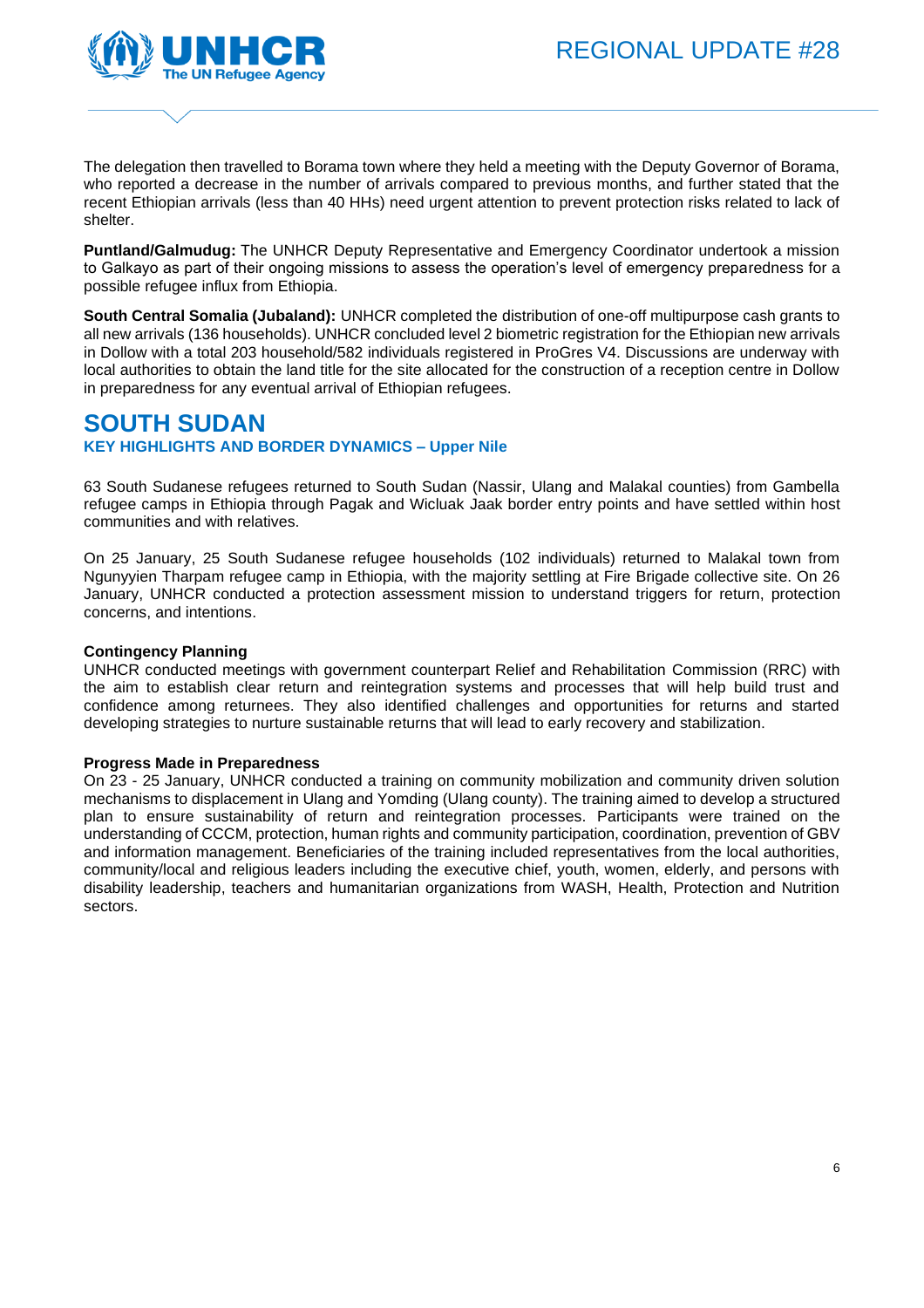The delegation then travelled to Borama town where they held a meeting with the Deputy Governor of Borama, who reported a decrease in the number of arrivals compared to previous months, and further stated that the recent Ethiopian arrivals (less than 40 HHs) need urgent attention to prevent protection risks related to lack of shelter.

**Puntland/Galmudug:** The UNHCR Deputy Representative and Emergency Coordinator undertook a mission to Galkayo as part of their ongoing missions to assess the operation's level of emergency preparedness for a possible refugee influx from Ethiopia.

**South Central Somalia (Jubaland):** UNHCR completed the distribution of one-off multipurpose cash grants to all new arrivals (136 households). UNHCR concluded level 2 biometric registration for the Ethiopian new arrivals in Dollow with a total 203 household/582 individuals registered in ProGres V4. Discussions are underway with local authorities to obtain the land title for the site allocated for the construction of a reception centre in Dollow in preparedness for any eventual arrival of Ethiopian refugees.

# SOUTH SUDAN

### KEY HIGHLIGHTS AND BORDER DYNAMICS – Upper Nile

63 South Sudanese refugees returned to South Sudan (Nassir, Ulang and Malakal counties) from Gambella refugee camps in Ethiopia through Pagak and Wicluak Jaak border entry points and have settled within host communities and with relatives.

On 25 January, 25 South Sudanese refugee households (102 individuals) returned to Malakal town from Ngunyyien Tharpam refugee camp in Ethiopia, with the majority settling at Fire Brigade collective site. On 26 January, UNHCR conducted a protection assessment mission to understand triggers for return, protection concerns, and intentions.

**Contingency Planning**

UNHCR conducted meetings with government counterpart Relief and Rehabilitation Commission (RRC) with the aim to establish clear return and reintegration systems and processes that will help build trust and confidence among returnees. They also identified challenges and opportunities for returns and started developing strategies to nurture sustainable returns that will lead to early recovery and stabilization.

**Progress Made in Preparedness**

On 23 - 25 January, UNHCR conducted a training on community mobilization and community driven solution mechanisms to displacement in Ulang and Yomding (Ulang county). The training aimed to develop a structured plan to ensure sustainability of return and reintegration processes. Participants were trained on the understanding of CCCM, protection, human rights and community participation, coordination, prevention of GBV and information management. Beneficiaries of the training included representatives from the local authorities, community/local and religious leaders including the executive chief, youth, women, elderly, and persons with disability leadership, teachers and humanitarian organizations from WASH, Health, Protection and Nutrition sectors.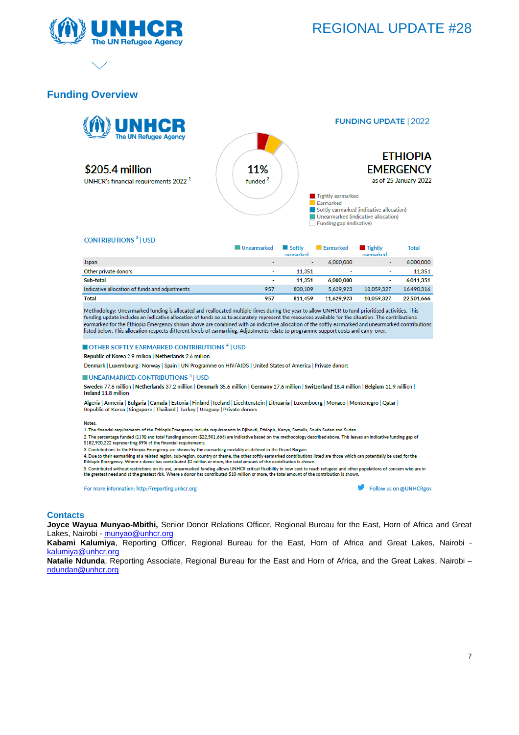# Funding Overview

**FUNDING UPDATE** | 2022

**ETHIOPIA EMERGENCY**

as of 25 January 2022

**$205.4 million**

UNHCR's financial requirements 2022 [1]

11%

funded [2]

Tightly earmarked
Earmarked
Softly earmarked (indicative allocation)
Unearmarked (indicative allocation)
Funding gap (indicative)

CONTRIBUTIONS [3] | USD

| | Unearmarked | Softly earmarked | Earmarked | Tightly earmarked | Total |
|---|---|---|---|---|---|
| Japan | - | - | 6,000,000 | - | 6,000,000 |
| Other private donors | - | 11,351 | - | - | 11,351 |
| **Sub-total** | **-** | **11,351** | **6,000,000** | **-** | **6,011,351** |
| Indicative allocation of funds and adjustments | 957 | 800,109 | 5,629,923 | 10,059,327 | 16,490,316 |
| **Total** | **957** | **811,459** | **11,629,923** | **10,059,327** | **22,501,666** |

Methodology: Unearmarked funding is allocated and reallocated multiple times during the year to allow UNHCR to fund prioritised activities. This funding update includes an indicative allocation of funds so as to accurately represent the resources available for the situation. The contributions earmarked for the Ethiopia Emergency shown above are combined with an indicative allocation of the softly earmarked and unearmarked contributions listed below. This allocation respects different levels of earmarking. Adjustments relate to programme support costs and carry-over.

OTHER SOFTLY EARMARKED CONTRIBUTIONS [4] | USD

**Republic of Korea** 2.9 million | **Netherlands** 2.6 million

Denmark | Luxembourg | Norway | Spain | UN Programme on HIV/AIDS | United States of America | Private donors

UNEARMARKED CONTRIBUTIONS [5] | USD

**Sweden** 77.6 million | **Netherlands** 37.2 million | **Denmark** 35.6 million | **Germany** 27.6 million | **Switzerland** 18.4 million | **Belgium** 11.9 million | **Ireland** 11.8 million

Algeria | Armenia | Bulgaria | Canada | Estonia | Finland | Iceland | Liechtenstein | Lithuania | Luxembourg | Monaco | Montenegro | Qatar | Republic of Korea | Singapore | Thailand | Turkey | Uruguay | Private donors

Notes:
1. The financial requirements of the Ethiopia Emergency include requirements in Djibouti, Ethiopia, Kenya, Somalia, South Sudan and Sudan.
2. The percentage funded (11%) and total funding amount ($22,501,666) are indicative based on the methodology described above. This leaves an indicative funding gap of $182,920,222 representing 89% of the financial requirements.
3. Contributions to the Ethiopia Emergency are shown by the earmarking modality as defined in the Grand Bargain.
4. Due to their earmarking at a related region, sub-region, country or theme, the other softly earmarked contributions listed are those which can potentially be used for the Ethiopia Emergency. Where a donor has contributed $2 million or more, the total amount of the contribution is shown.
5. Contributed without restrictions on its use, unearmarked funding allows UNHCR critical flexibility in how best to reach refugees and other populations of concern who are in the greatest need and at the greatest risk. Where a donor has contributed $10 million or more, the total amount of the contribution is shown.

For more information: http://reporting.unhcr.org

Follow us on @UNHCRgov

# Contacts

**Joyce Wayua Munyao-Mbithi,** Senior Donor Relations Officer, Regional Bureau for the East, Horn of Africa and Great Lakes, Nairobi - munyao@unhcr.org

**Kabami Kalumiya**, Reporting Officer, Regional Bureau for the East, Horn of Africa and Great Lakes, Nairobi - kalumiya@unhcr.org

**Natalie Ndunda**, Reporting Associate, Regional Bureau for the East and Horn of Africa, and the Great Lakes, Nairobi – ndundan@unhcr.org